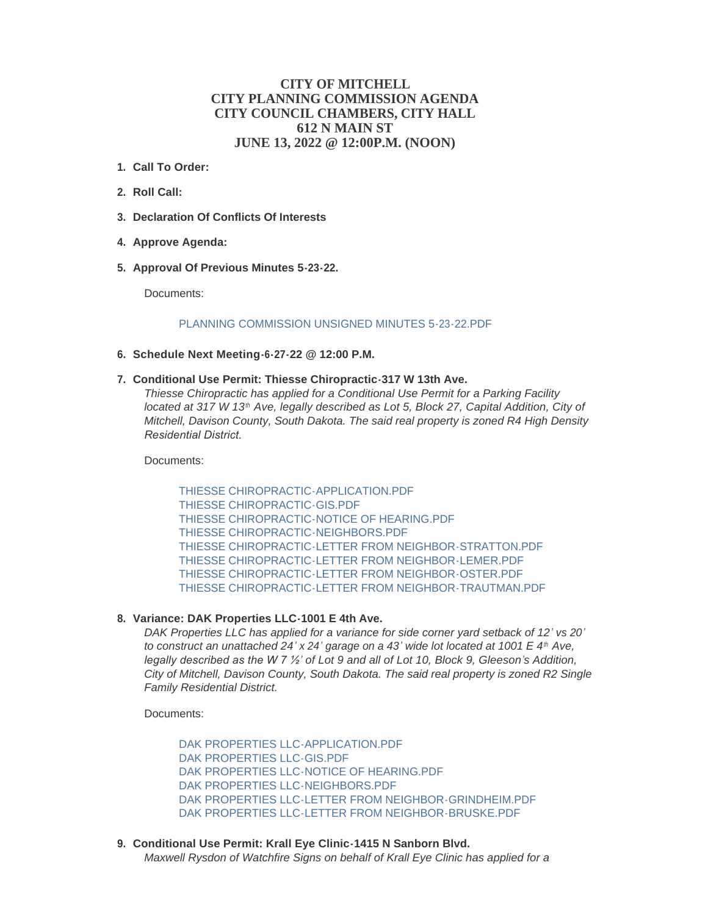# CITY OF MITCHELL
# CITY PLANNING COMMISSION AGENDA
# CITY COUNCIL CHAMBERS, CITY HALL
# 612 N MAIN ST
# JUNE 13, 2022 @ 12:00P.M. (NOON)

1. **Call To Order:**

2. **Roll Call:**

3. **Declaration Of Conflicts Of Interests**

4. **Approve Agenda:**

5. **Approval Of Previous Minutes 5-23-22.**

   Documents:

   PLANNING COMMISSION UNSIGNED MINUTES 5-23-22.PDF

6. **Schedule Next Meeting-6-27-22 @ 12:00 P.M.**

7. **Conditional Use Permit: Thiesse Chiropractic-317 W 13th Ave.**

   *Thiesse Chiropractic has applied for a Conditional Use Permit for a Parking Facility located at 317 W 13th Ave, legally described as Lot 5, Block 27, Capital Addition, City of Mitchell, Davison County, South Dakota. The said real property is zoned R4 High Density Residential District.*

   Documents:

   THIESSE CHIROPRACTIC-APPLICATION.PDF
   THIESSE CHIROPRACTIC-GIS.PDF
   THIESSE CHIROPRACTIC-NOTICE OF HEARING.PDF
   THIESSE CHIROPRACTIC-NEIGHBORS.PDF
   THIESSE CHIROPRACTIC-LETTER FROM NEIGHBOR-STRATTON.PDF
   THIESSE CHIROPRACTIC-LETTER FROM NEIGHBOR-LEMER.PDF
   THIESSE CHIROPRACTIC-LETTER FROM NEIGHBOR-OSTER.PDF
   THIESSE CHIROPRACTIC-LETTER FROM NEIGHBOR-TRAUTMAN.PDF

8. **Variance: DAK Properties LLC-1001 E 4th Ave.**

   *DAK Properties LLC has applied for a variance for side corner yard setback of 12' vs 20' to construct an unattached 24' x 24' garage on a 43' wide lot located at 1001 E 4th Ave, legally described as the W 7 ½' of Lot 9 and all of Lot 10, Block 9, Gleeson's Addition, City of Mitchell, Davison County, South Dakota. The said real property is zoned R2 Single Family Residential District.*

   Documents:

   DAK PROPERTIES LLC-APPLICATION.PDF
   DAK PROPERTIES LLC-GIS.PDF
   DAK PROPERTIES LLC-NOTICE OF HEARING.PDF
   DAK PROPERTIES LLC-NEIGHBORS.PDF
   DAK PROPERTIES LLC-LETTER FROM NEIGHBOR-GRINDHEIM.PDF
   DAK PROPERTIES LLC-LETTER FROM NEIGHBOR-BRUSKE.PDF

9. **Conditional Use Permit: Krall Eye Clinic-1415 N Sanborn Blvd.**

   *Maxwell Rysdon of Watchfire Signs on behalf of Krall Eye Clinic has applied for a*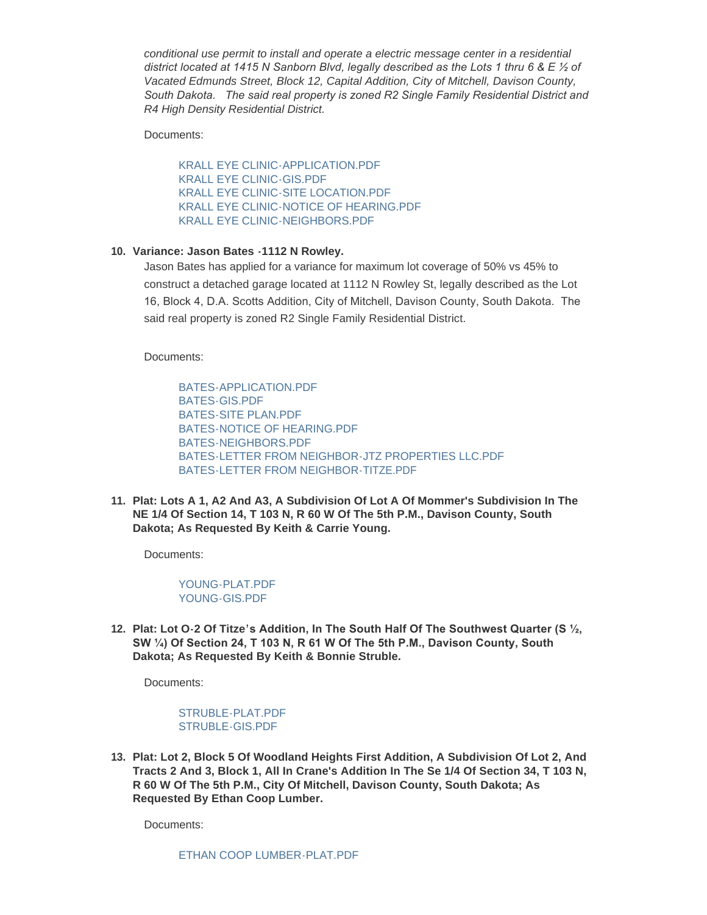*conditional use permit to install and operate a electric message center in a residential district located at 1415 N Sanborn Blvd, legally described as the Lots 1 thru 6 & E ½ of Vacated Edmunds Street, Block 12, Capital Addition, City of Mitchell, Davison County, South Dakota. The said real property is zoned R2 Single Family Residential District and R4 High Density Residential District.*

Documents:

- KRALL EYE CLINIC-APPLICATION.PDF
- KRALL EYE CLINIC-GIS.PDF
- KRALL EYE CLINIC-SITE LOCATION.PDF
- KRALL EYE CLINIC-NOTICE OF HEARING.PDF
- KRALL EYE CLINIC-NEIGHBORS.PDF

10. **Variance: Jason Bates -1112 N Rowley.**

Jason Bates has applied for a variance for maximum lot coverage of 50% vs 45% to construct a detached garage located at 1112 N Rowley St, legally described as the Lot 16, Block 4, D.A. Scotts Addition, City of Mitchell, Davison County, South Dakota. The said real property is zoned R2 Single Family Residential District.

Documents:

- BATES-APPLICATION.PDF
- BATES-GIS.PDF
- BATES-SITE PLAN.PDF
- BATES-NOTICE OF HEARING.PDF
- BATES-NEIGHBORS.PDF
- BATES-LETTER FROM NEIGHBOR-JTZ PROPERTIES LLC.PDF
- BATES-LETTER FROM NEIGHBOR-TITZE.PDF

11. **Plat: Lots A 1, A2 And A3, A Subdivision Of Lot A Of Mommer's Subdivision In The NE 1/4 Of Section 14, T 103 N, R 60 W Of The 5th P.M., Davison County, South Dakota; As Requested By Keith & Carrie Young.**

Documents:

- YOUNG-PLAT.PDF
- YOUNG-GIS.PDF

12. **Plat: Lot O-2 Of Titze's Addition, In The South Half Of The Southwest Quarter (S ½, SW ¼) Of Section 24, T 103 N, R 61 W Of The 5th P.M., Davison County, South Dakota; As Requested By Keith & Bonnie Struble.**

Documents:

- STRUBLE-PLAT.PDF
- STRUBLE-GIS.PDF

13. **Plat: Lot 2, Block 5 Of Woodland Heights First Addition, A Subdivision Of Lot 2, And Tracts 2 And 3, Block 1, All In Crane's Addition In The Se 1/4 Of Section 34, T 103 N, R 60 W Of The 5th P.M., City Of Mitchell, Davison County, South Dakota; As Requested By Ethan Coop Lumber.**

Documents:

- ETHAN COOP LUMBER-PLAT.PDF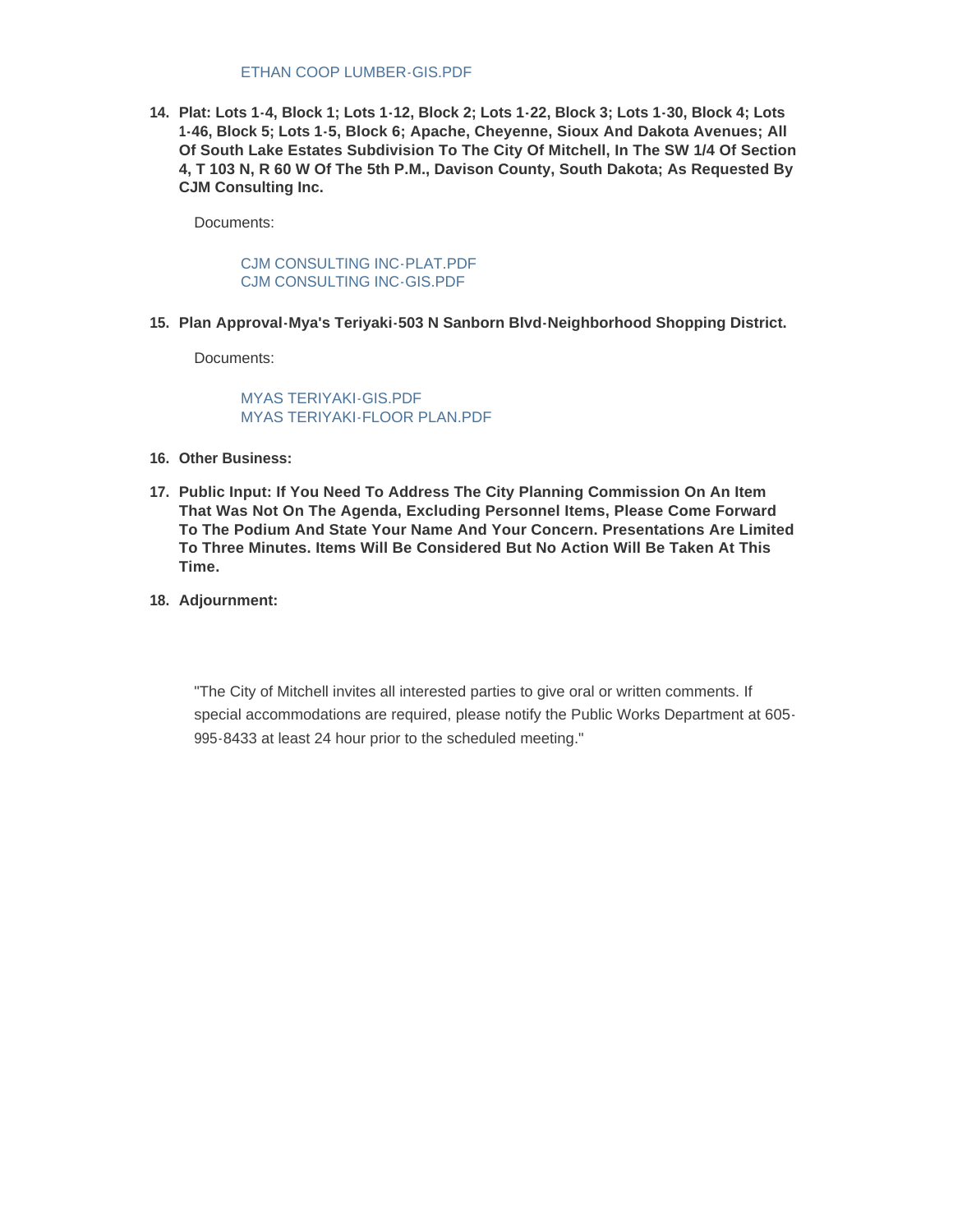ETHAN COOP LUMBER-GIS.PDF

14. **Plat: Lots 1-4, Block 1; Lots 1-12, Block 2; Lots 1-22, Block 3; Lots 1-30, Block 4; Lots 1-46, Block 5; Lots 1-5, Block 6; Apache, Cheyenne, Sioux And Dakota Avenues; All Of South Lake Estates Subdivision To The City Of Mitchell, In The SW 1/4 Of Section 4, T 103 N, R 60 W Of The 5th P.M., Davison County, South Dakota; As Requested By CJM Consulting Inc.**

    Documents:

    CJM CONSULTING INC-PLAT.PDF
    CJM CONSULTING INC-GIS.PDF

15. **Plan Approval-Mya's Teriyaki-503 N Sanborn Blvd-Neighborhood Shopping District.**

    Documents:

    MYAS TERIYAKI-GIS.PDF
    MYAS TERIYAKI-FLOOR PLAN.PDF

16. **Other Business:**

17. **Public Input: If You Need To Address The City Planning Commission On An Item That Was Not On The Agenda, Excluding Personnel Items, Please Come Forward To The Podium And State Your Name And Your Concern. Presentations Are Limited To Three Minutes. Items Will Be Considered But No Action Will Be Taken At This Time.**

18. **Adjournment:**

"The City of Mitchell invites all interested parties to give oral or written comments. If special accommodations are required, please notify the Public Works Department at 605-995-8433 at least 24 hour prior to the scheduled meeting."